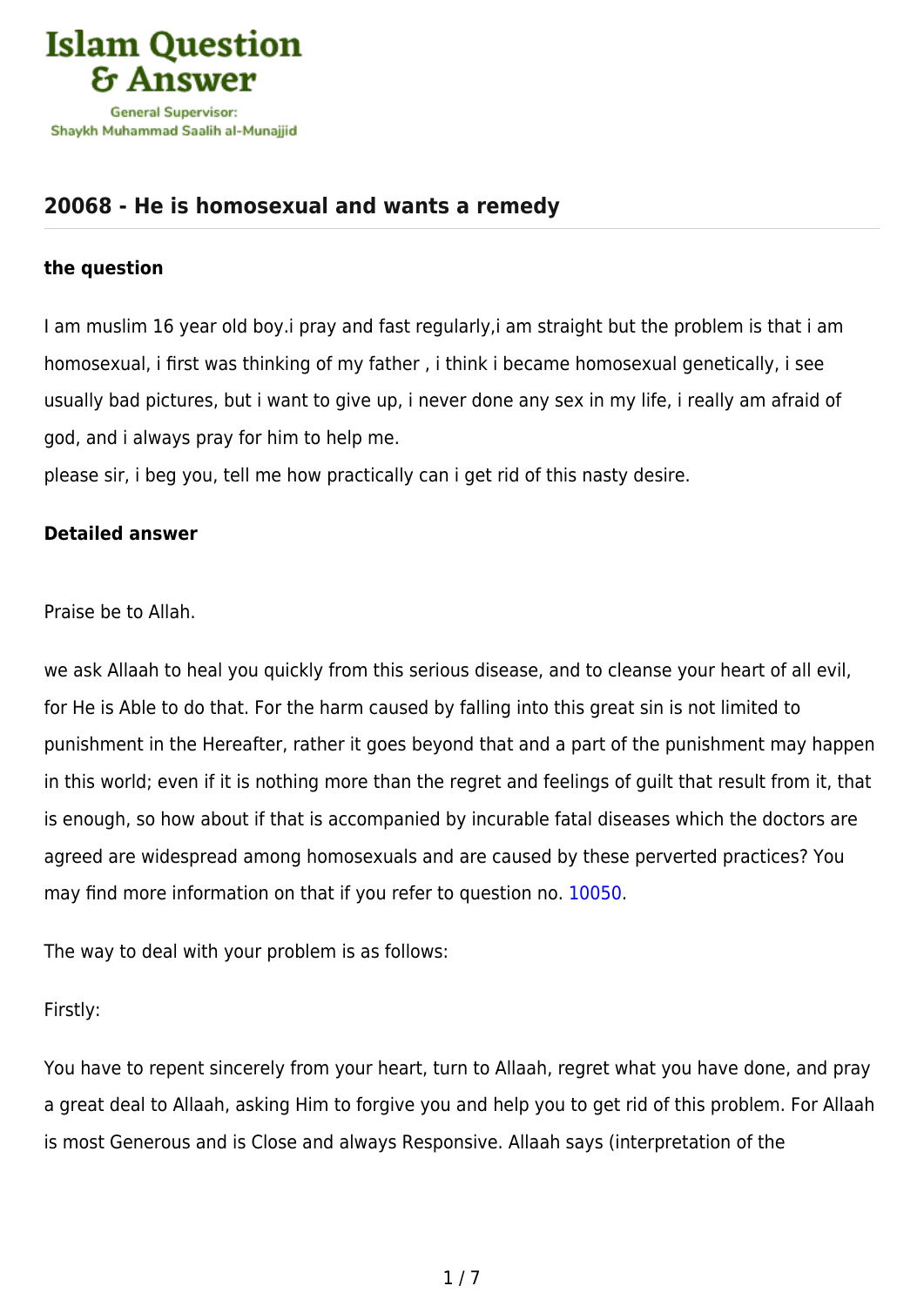Islam Question & Answer

General Supervisor: Shaykh Muhammad Saalih al-Munajjid

## 20068 - He is homosexual and wants a remedy

### the question

I am muslim 16 year old boy.i pray and fast regularly,i am straight but the problem is that i am homosexual, i first was thinking of my father , i think i became homosexual genetically, i see usually bad pictures, but i want to give up, i never done any sex in my life, i really am afraid of god, and i always pray for him to help me.
please sir, i beg you, tell me how practically can i get rid of this nasty desire.

### Detailed answer

Praise be to Allah.

we ask Allaah to heal you quickly from this serious disease, and to cleanse your heart of all evil, for He is Able to do that. For the harm caused by falling into this great sin is not limited to punishment in the Hereafter, rather it goes beyond that and a part of the punishment may happen in this world; even if it is nothing more than the regret and feelings of guilt that result from it, that is enough, so how about if that is accompanied by incurable fatal diseases which the doctors are agreed are widespread among homosexuals and are caused by these perverted practices? You may find more information on that if you refer to question no. 10050.

The way to deal with your problem is as follows:

Firstly:

You have to repent sincerely from your heart, turn to Allaah, regret what you have done, and pray a great deal to Allaah, asking Him to forgive you and help you to get rid of this problem. For Allaah is most Generous and is Close and always Responsive. Allaah says (interpretation of the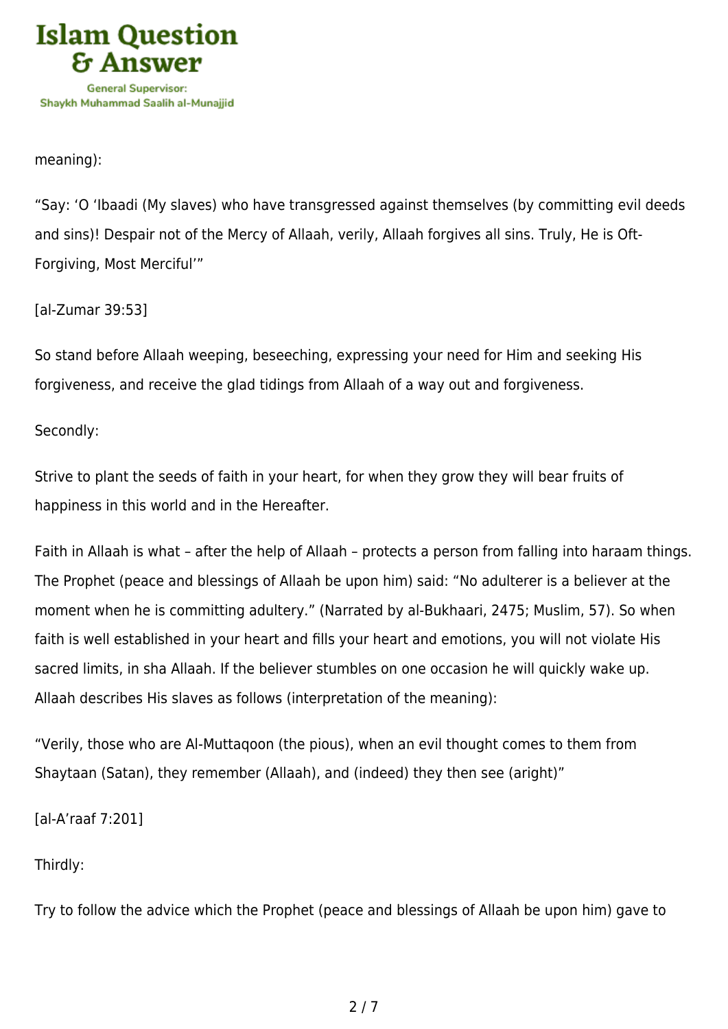meaning):

“Say: ‘O ‘Ibaadi (My slaves) who have transgressed against themselves (by committing evil deeds and sins)! Despair not of the Mercy of Allaah, verily, Allaah forgives all sins. Truly, He is Oft-Forgiving, Most Merciful’”

[al-Zumar 39:53]

So stand before Allaah weeping, beseeching, expressing your need for Him and seeking His forgiveness, and receive the glad tidings from Allaah of a way out and forgiveness.

Secondly:

Strive to plant the seeds of faith in your heart, for when they grow they will bear fruits of happiness in this world and in the Hereafter.

Faith in Allaah is what – after the help of Allaah – protects a person from falling into haraam things. The Prophet (peace and blessings of Allaah be upon him) said: “No adulterer is a believer at the moment when he is committing adultery.” (Narrated by al-Bukhaari, 2475; Muslim, 57). So when faith is well established in your heart and fills your heart and emotions, you will not violate His sacred limits, in sha Allaah. If the believer stumbles on one occasion he will quickly wake up. Allaah describes His slaves as follows (interpretation of the meaning):

“Verily, those who are Al-Muttaqoon (the pious), when an evil thought comes to them from Shaytaan (Satan), they remember (Allaah), and (indeed) they then see (aright)”

[al-A’raaf 7:201]

Thirdly:

Try to follow the advice which the Prophet (peace and blessings of Allaah be upon him) gave to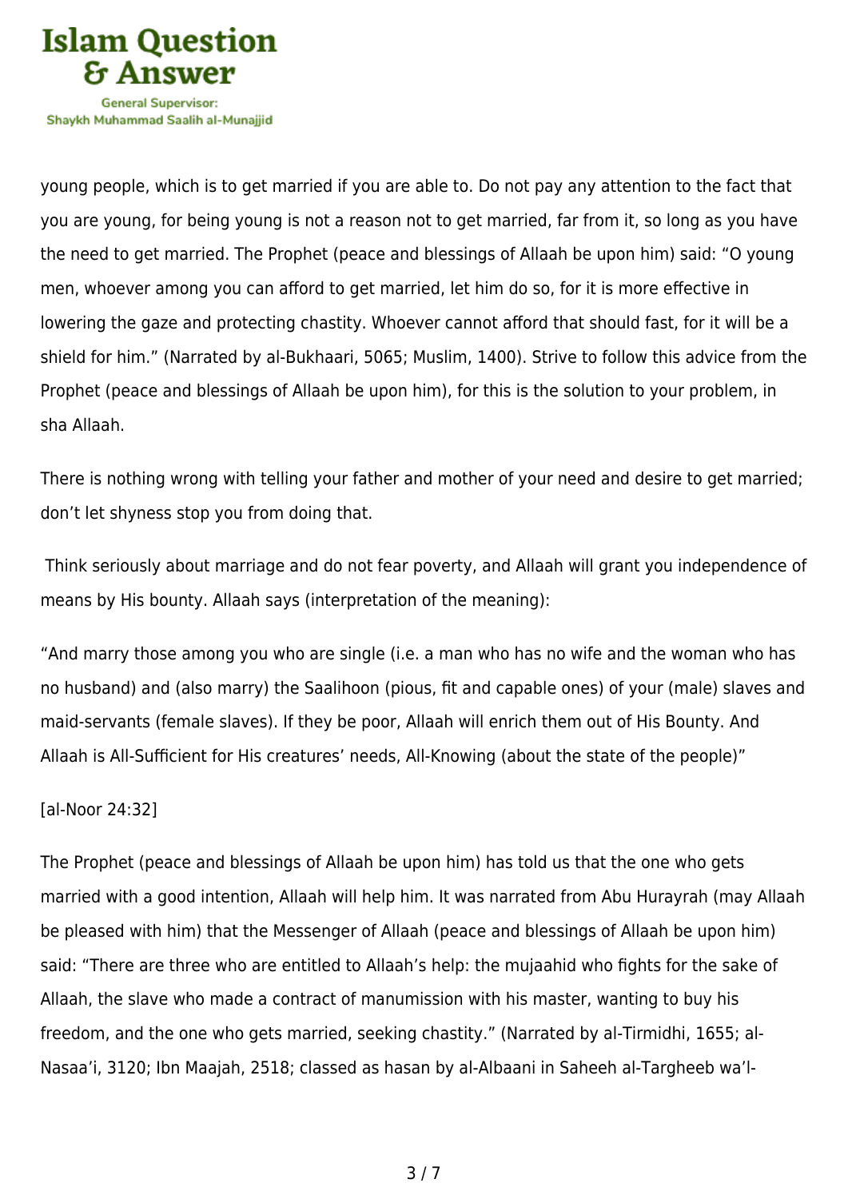young people, which is to get married if you are able to. Do not pay any attention to the fact that you are young, for being young is not a reason not to get married, far from it, so long as you have the need to get married. The Prophet (peace and blessings of Allaah be upon him) said: "O young men, whoever among you can afford to get married, let him do so, for it is more effective in lowering the gaze and protecting chastity. Whoever cannot afford that should fast, for it will be a shield for him." (Narrated by al-Bukhaari, 5065; Muslim, 1400). Strive to follow this advice from the Prophet (peace and blessings of Allaah be upon him), for this is the solution to your problem, in sha Allaah.

There is nothing wrong with telling your father and mother of your need and desire to get married; don't let shyness stop you from doing that.

Think seriously about marriage and do not fear poverty, and Allaah will grant you independence of means by His bounty. Allaah says (interpretation of the meaning):

"And marry those among you who are single (i.e. a man who has no wife and the woman who has no husband) and (also marry) the Saalihoon (pious, fit and capable ones) of your (male) slaves and maid-servants (female slaves). If they be poor, Allaah will enrich them out of His Bounty. And Allaah is All-Sufficient for His creatures' needs, All-Knowing (about the state of the people)"

[al-Noor 24:32]

The Prophet (peace and blessings of Allaah be upon him) has told us that the one who gets married with a good intention, Allaah will help him. It was narrated from Abu Hurayrah (may Allaah be pleased with him) that the Messenger of Allaah (peace and blessings of Allaah be upon him) said: "There are three who are entitled to Allaah's help: the mujaahid who fights for the sake of Allaah, the slave who made a contract of manumission with his master, wanting to buy his freedom, and the one who gets married, seeking chastity." (Narrated by al-Tirmidhi, 1655; al-Nasaa'i, 3120; Ibn Maajah, 2518; classed as hasan by al-Albaani in Saheeh al-Targheeb wa'l-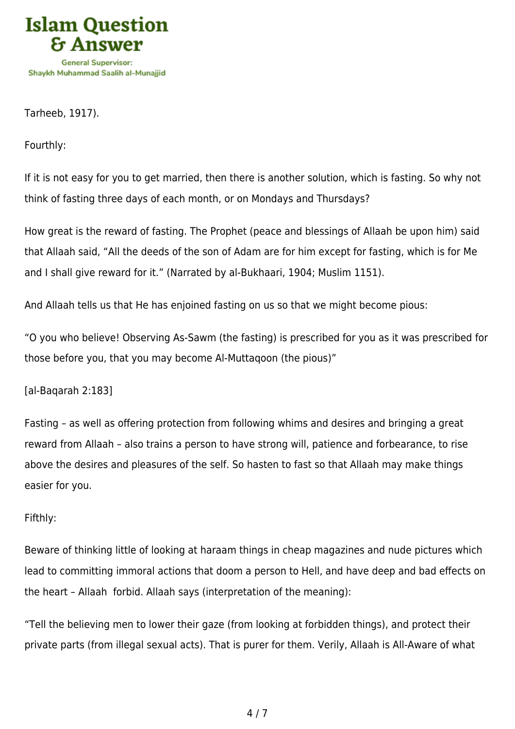Tarheeb, 1917).

Fourthly:

If it is not easy for you to get married, then there is another solution, which is fasting. So why not think of fasting three days of each month, or on Mondays and Thursdays?

How great is the reward of fasting. The Prophet (peace and blessings of Allaah be upon him) said that Allaah said, "All the deeds of the son of Adam are for him except for fasting, which is for Me and I shall give reward for it." (Narrated by al-Bukhaari, 1904; Muslim 1151).

And Allaah tells us that He has enjoined fasting on us so that we might become pious:

"O you who believe! Observing As-Sawm (the fasting) is prescribed for you as it was prescribed for those before you, that you may become Al-Muttaqoon (the pious)"

[al-Baqarah 2:183]

Fasting – as well as offering protection from following whims and desires and bringing a great reward from Allaah – also trains a person to have strong will, patience and forbearance, to rise above the desires and pleasures of the self. So hasten to fast so that Allaah may make things easier for you.

Fifthly:

Beware of thinking little of looking at haraam things in cheap magazines and nude pictures which lead to committing immoral actions that doom a person to Hell, and have deep and bad effects on the heart – Allaah  forbid. Allaah says (interpretation of the meaning):

"Tell the believing men to lower their gaze (from looking at forbidden things), and protect their private parts (from illegal sexual acts). That is purer for them. Verily, Allaah is All-Aware of what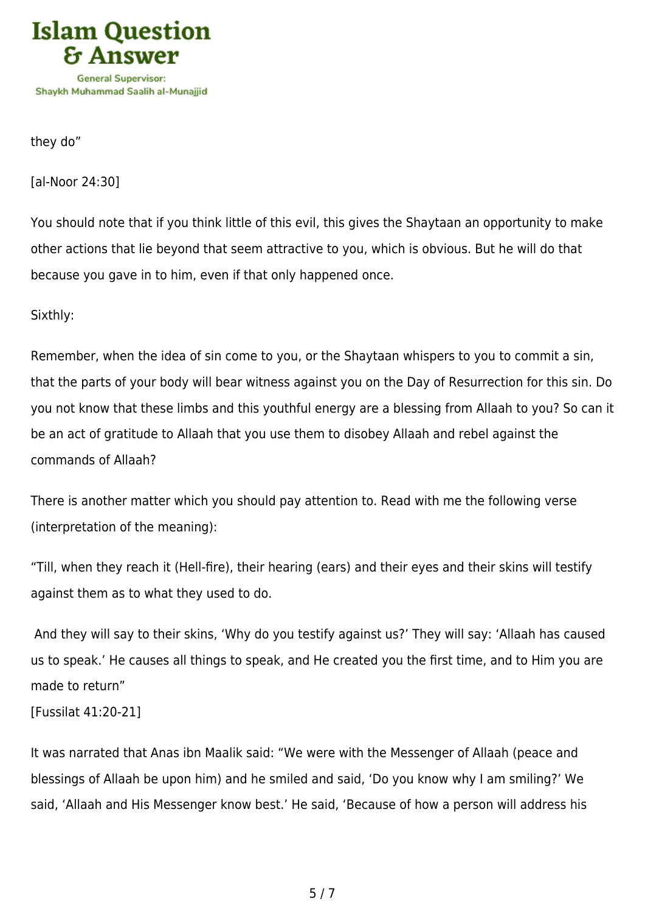they do"

[al-Noor 24:30]

You should note that if you think little of this evil, this gives the Shaytaan an opportunity to make other actions that lie beyond that seem attractive to you, which is obvious. But he will do that because you gave in to him, even if that only happened once.

Sixthly:

Remember, when the idea of sin come to you, or the Shaytaan whispers to you to commit a sin, that the parts of your body will bear witness against you on the Day of Resurrection for this sin. Do you not know that these limbs and this youthful energy are a blessing from Allaah to you? So can it be an act of gratitude to Allaah that you use them to disobey Allaah and rebel against the commands of Allaah?

There is another matter which you should pay attention to. Read with me the following verse (interpretation of the meaning):

"Till, when they reach it (Hell-fire), their hearing (ears) and their eyes and their skins will testify against them as to what they used to do.

And they will say to their skins, 'Why do you testify against us?' They will say: 'Allaah has caused us to speak.' He causes all things to speak, and He created you the first time, and to Him you are made to return"
[Fussilat 41:20-21]

It was narrated that Anas ibn Maalik said: "We were with the Messenger of Allaah (peace and blessings of Allaah be upon him) and he smiled and said, 'Do you know why I am smiling?' We said, 'Allaah and His Messenger know best.' He said, 'Because of how a person will address his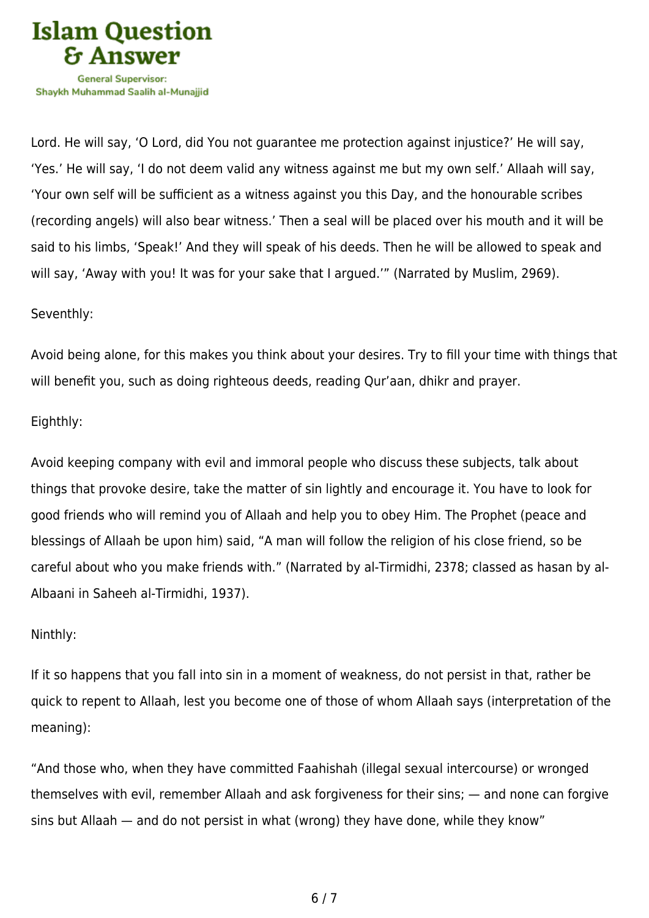Lord. He will say, ‘O Lord, did You not guarantee me protection against injustice?’ He will say, ‘Yes.’ He will say, ‘I do not deem valid any witness against me but my own self.’ Allaah will say, ‘Your own self will be sufficient as a witness against you this Day, and the honourable scribes (recording angels) will also bear witness.’ Then a seal will be placed over his mouth and it will be said to his limbs, ‘Speak!’ And they will speak of his deeds. Then he will be allowed to speak and will say, ‘Away with you! It was for your sake that I argued.’” (Narrated by Muslim, 2969).

Seventhly:

Avoid being alone, for this makes you think about your desires. Try to fill your time with things that will benefit you, such as doing righteous deeds, reading Qur’aan, dhikr and prayer.

Eighthly:

Avoid keeping company with evil and immoral people who discuss these subjects, talk about things that provoke desire, take the matter of sin lightly and encourage it. You have to look for good friends who will remind you of Allaah and help you to obey Him. The Prophet (peace and blessings of Allaah be upon him) said, “A man will follow the religion of his close friend, so be careful about who you make friends with.” (Narrated by al-Tirmidhi, 2378; classed as hasan by al-Albaani in Saheeh al-Tirmidhi, 1937).

Ninthly:

If it so happens that you fall into sin in a moment of weakness, do not persist in that, rather be quick to repent to Allaah, lest you become one of those of whom Allaah says (interpretation of the meaning):

“And those who, when they have committed Faahishah (illegal sexual intercourse) or wronged themselves with evil, remember Allaah and ask forgiveness for their sins; — and none can forgive sins but Allaah — and do not persist in what (wrong) they have done, while they know”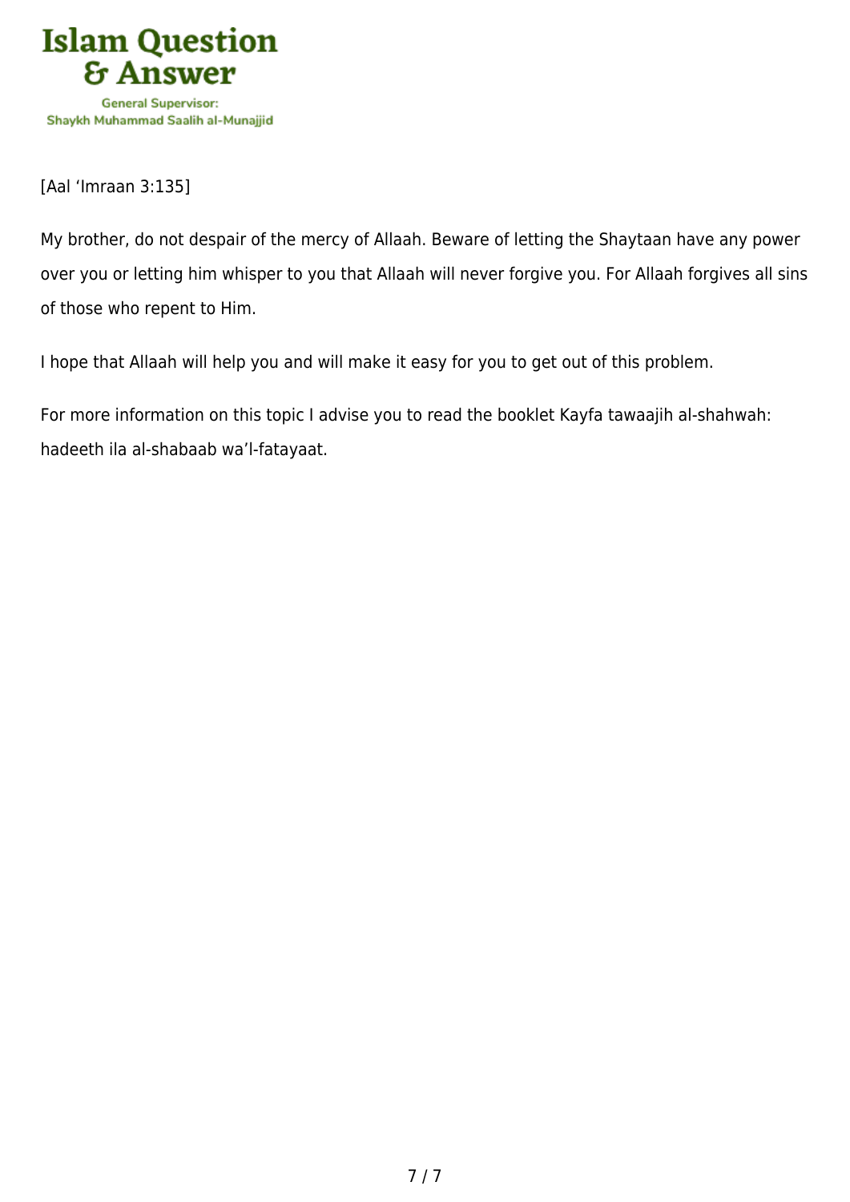[Aal 'Imraan 3:135]

My brother, do not despair of the mercy of Allaah. Beware of letting the Shaytaan have any power over you or letting him whisper to you that Allaah will never forgive you. For Allaah forgives all sins of those who repent to Him.

I hope that Allaah will help you and will make it easy for you to get out of this problem.

For more information on this topic I advise you to read the booklet Kayfa tawaajih al-shahwah: hadeeth ila al-shabaab wa'l-fatayaat.